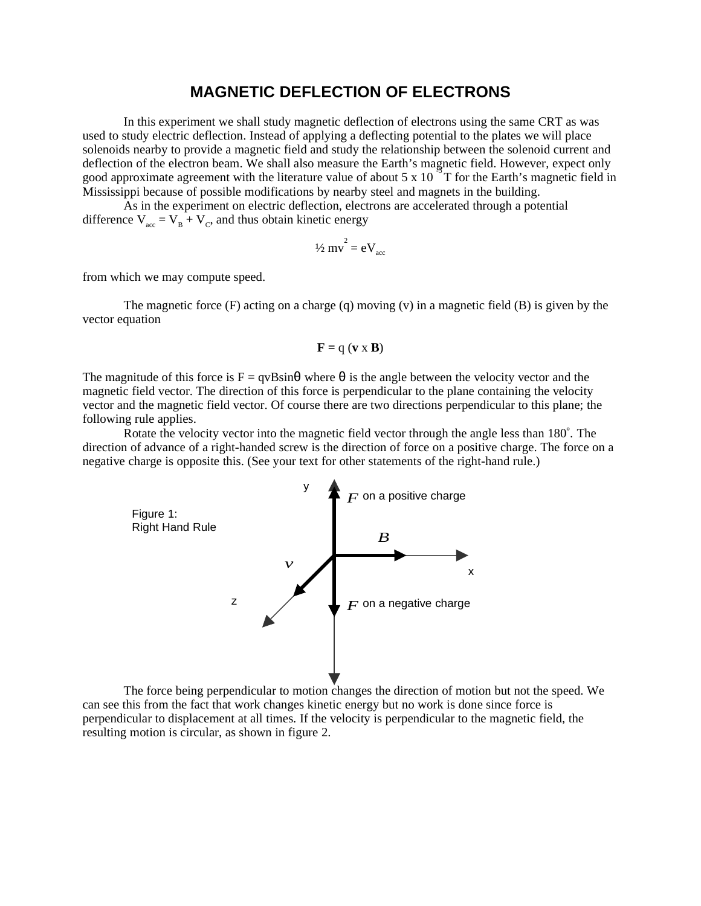# MAGNETIC DEFLECTION OF ELECTRONS

In this experiment we shall study magnetic deflection of electrons using the same CRT as was used to study electric deflection. Instead of applying a deflecting potential to the plates we will place solenoids nearby to provide a magnetic field and study the relationship between the solenoid current and deflection of the electron beam. We shall also measure the Earth's magnetic field. However, expect only good approximate agreement with the literature value of about $5 \times 10^{-5}$ T for the Earth's magnetic field in Mississippi because of possible modifications by nearby steel and magnets in the building.

As in the experiment on electric deflection, electrons are accelerated through a potential difference $V_{acc} = V_B + V_C$, and thus obtain kinetic energy

$$\frac{1}{2} mv^2 = eV_{acc}$$

from which we may compute speed.

The magnetic force (F) acting on a charge (q) moving (v) in a magnetic field (B) is given by the vector equation

$$\mathbf{F} = q (\mathbf{v} \times \mathbf{B})$$

The magnitude of this force is $F = qvB\sin\theta$ where $\theta$ is the angle between the velocity vector and the magnetic field vector. The direction of this force is perpendicular to the plane containing the velocity vector and the magnetic field vector. Of course there are two directions perpendicular to this plane; the following rule applies.

Rotate the velocity vector into the magnetic field vector through the angle less than 180°. The direction of advance of a right-handed screw is the direction of force on a positive charge. The force on a negative charge is opposite this. (See your text for other statements of the right-hand rule.)

Figure 1: Right Hand Rule

The force being perpendicular to motion changes the direction of motion but not the speed. We can see this from the fact that work changes kinetic energy but no work is done since force is perpendicular to displacement at all times. If the velocity is perpendicular to the magnetic field, the resulting motion is circular, as shown in figure 2.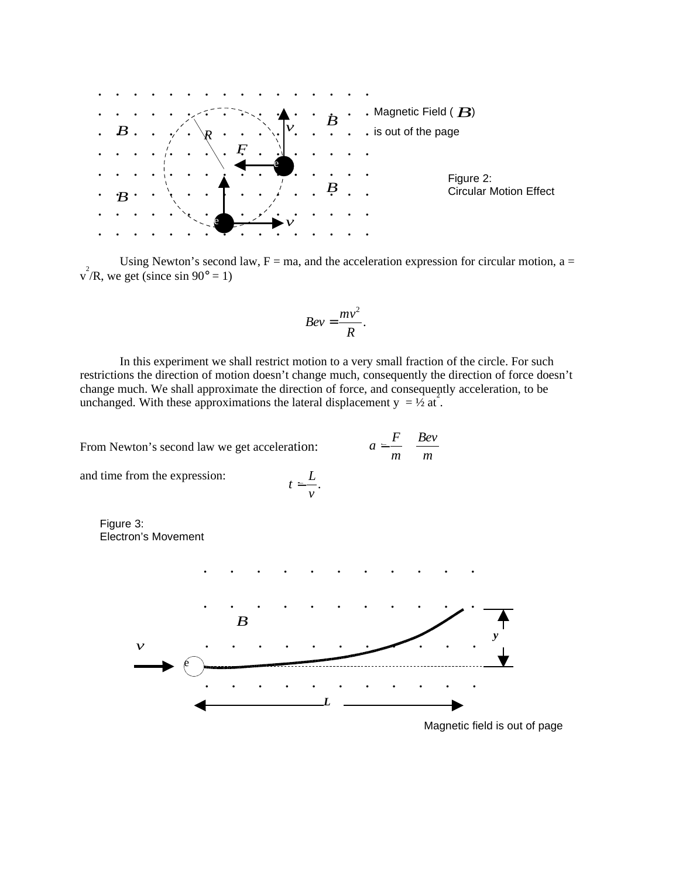Magnetic Field ( $B$) is out of the page

Figure 2:
Circular Motion Effect

Using Newton's second law, F = ma, and the acceleration expression for circular motion, $a = v^2/R$, we get (since sin 90° = 1)

$$Bev = \frac{mv^2}{R}.$$

In this experiment we shall restrict motion to a very small fraction of the circle. For such restrictions the direction of motion doesn't change much, consequently the direction of force doesn't change much. We shall approximate the direction of force, and consequently acceleration, to be unchanged. With these approximations the lateral displacement $y = \frac{1}{2} at^2$.

From Newton's second law we get acceleration: $a = \frac{F}{m} = \frac{Bev}{m}$

and time from the expression: $t = \frac{L}{v}$.

Figure 3:
Electron's Movement

Magnetic field is out of page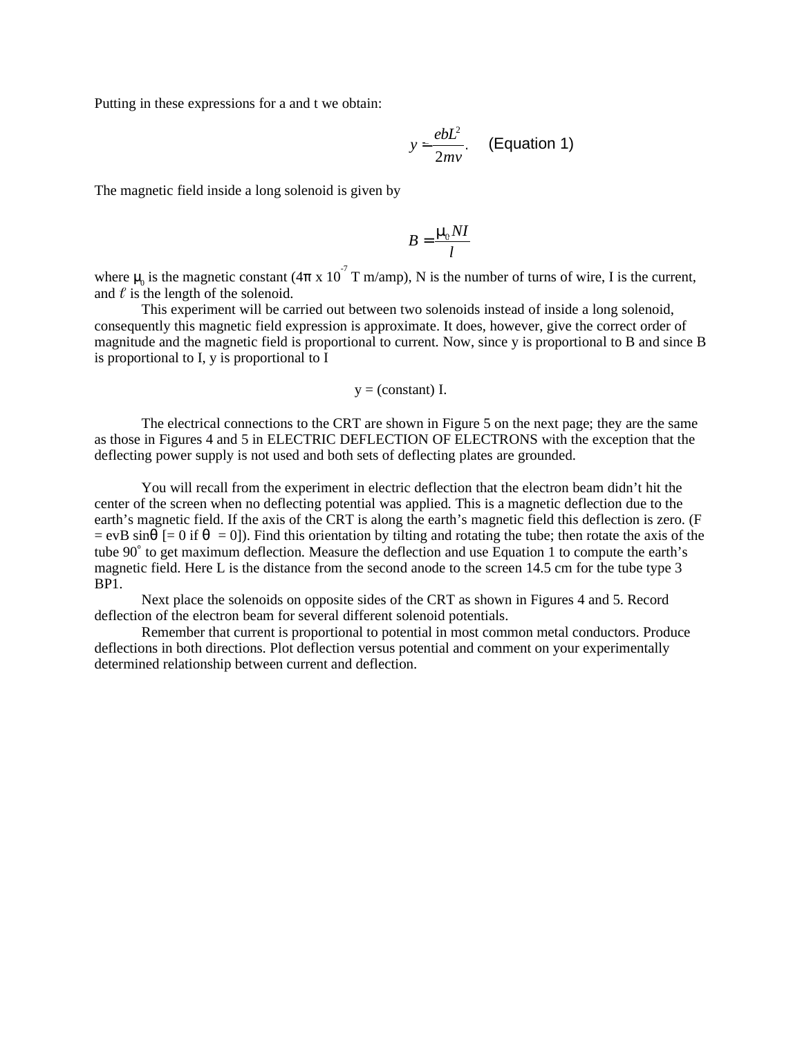Putting in these expressions for a and t we obtain:

$$y = \frac{ebL^2}{2mv}. \quad \text{(Equation 1)}$$

The magnetic field inside a long solenoid is given by

$$B = \frac{\mu_0 NI}{l}$$

where $\mu_0$ is the magnetic constant ($4\pi \times 10^{-7}$ T m/amp), N is the number of turns of wire, I is the current, and $\ell$ is the length of the solenoid.

This experiment will be carried out between two solenoids instead of inside a long solenoid, consequently this magnetic field expression is approximate. It does, however, give the correct order of magnitude and the magnetic field is proportional to current. Now, since y is proportional to B and since B is proportional to I, y is proportional to I

$$y = (\text{constant})\ I.$$

The electrical connections to the CRT are shown in Figure 5 on the next page; they are the same as those in Figures 4 and 5 in ELECTRIC DEFLECTION OF ELECTRONS with the exception that the deflecting power supply is not used and both sets of deflecting plates are grounded.

You will recall from the experiment in electric deflection that the electron beam didn't hit the center of the screen when no deflecting potential was applied. This is a magnetic deflection due to the earth's magnetic field. If the axis of the CRT is along the earth's magnetic field this deflection is zero. ($F = evB \sin\theta$ [$= 0$ if $\theta = 0$]). Find this orientation by tilting and rotating the tube; then rotate the axis of the tube $90^\circ$ to get maximum deflection. Measure the deflection and use Equation 1 to compute the earth's magnetic field. Here L is the distance from the second anode to the screen 14.5 cm for the tube type 3 BP1.

Next place the solenoids on opposite sides of the CRT as shown in Figures 4 and 5. Record deflection of the electron beam for several different solenoid potentials.

Remember that current is proportional to potential in most common metal conductors. Produce deflections in both directions. Plot deflection versus potential and comment on your experimentally determined relationship between current and deflection.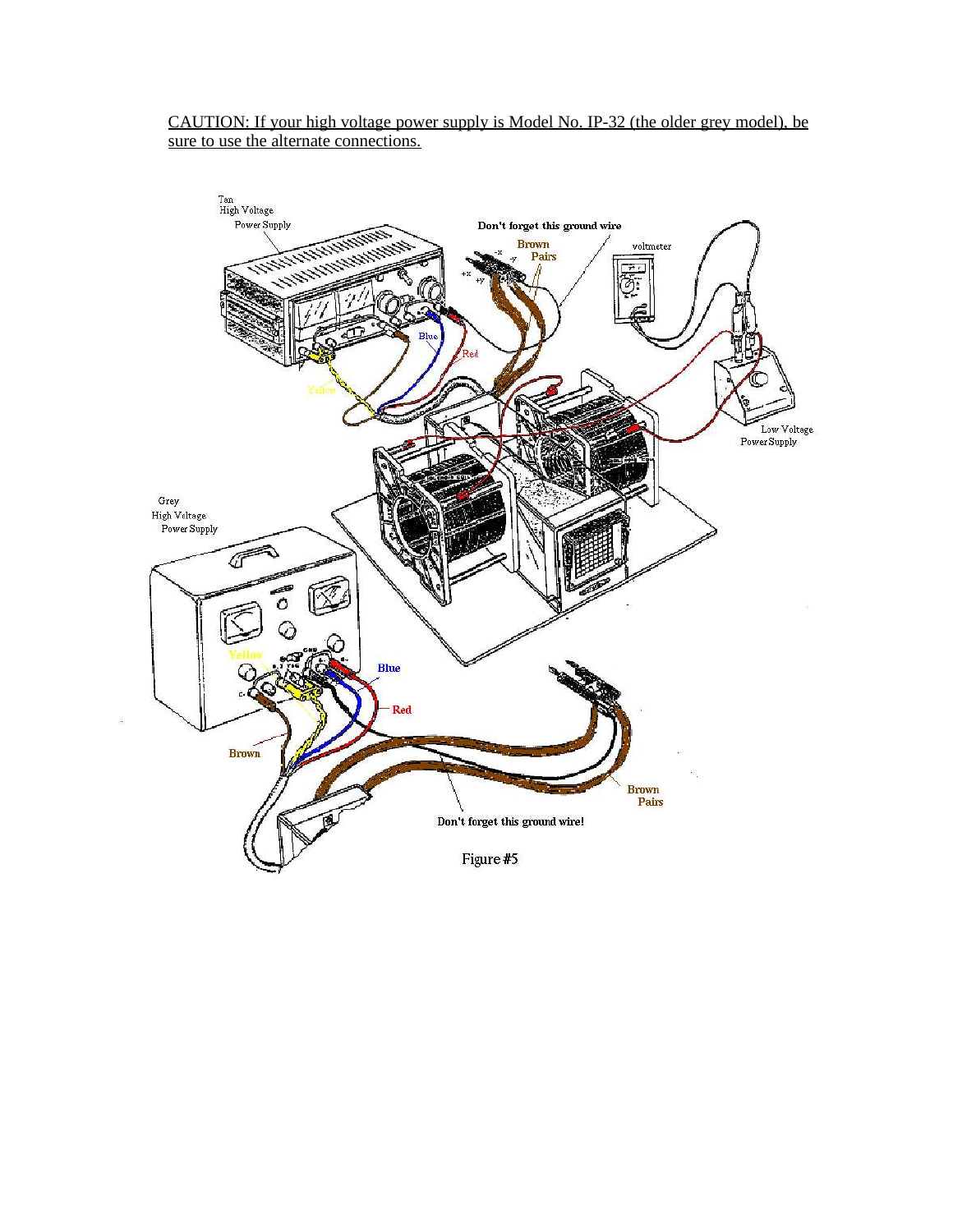CAUTION: If your high voltage power supply is Model No. IP-32 (the older grey model), be sure to use the alternate connections.

Figure #5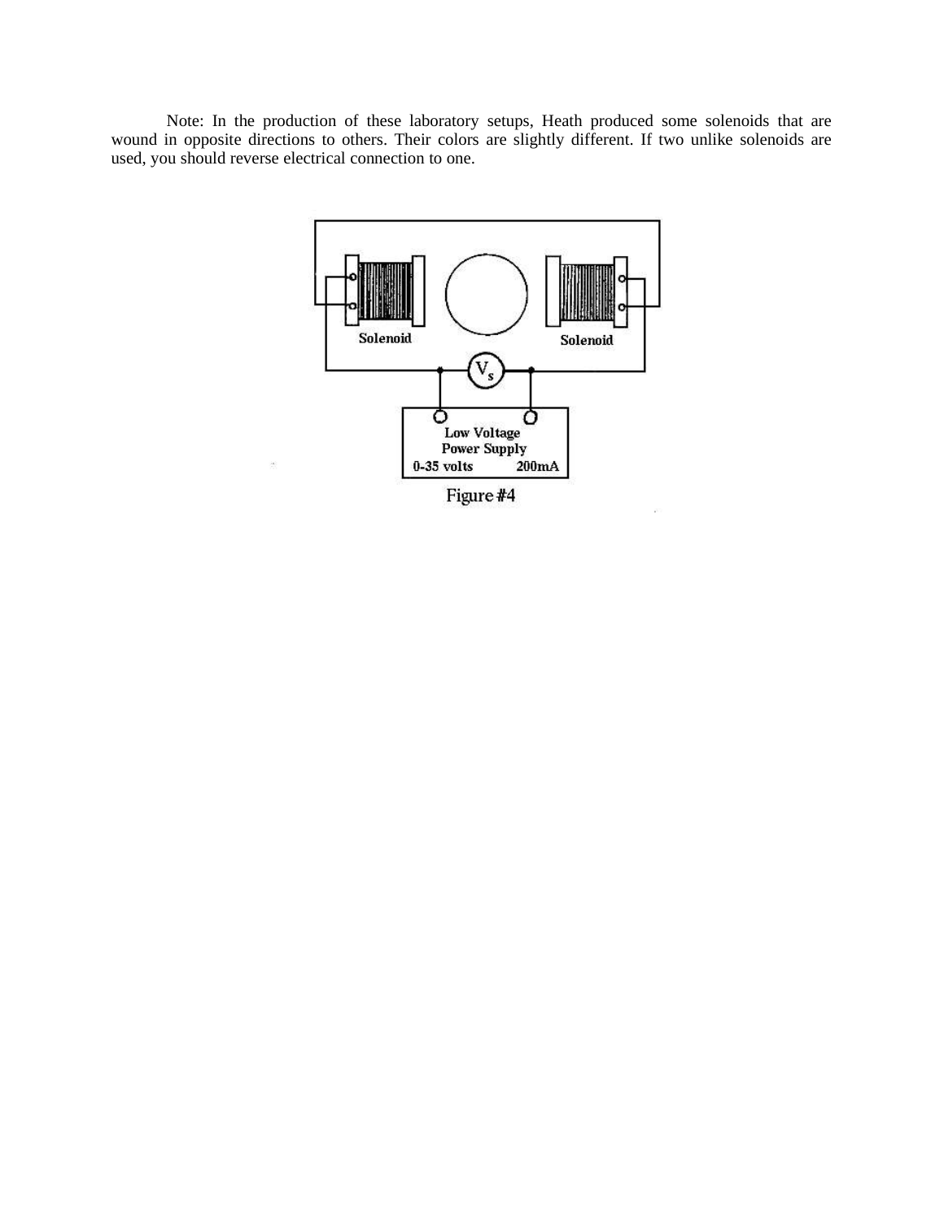Note: In the production of these laboratory setups, Heath produced some solenoids that are wound in opposite directions to others. Their colors are slightly different. If two unlike solenoids are used, you should reverse electrical connection to one.

Solenoid

Solenoid

$V_s$

Low Voltage
Power Supply
0-35 volts 200mA

Figure #4